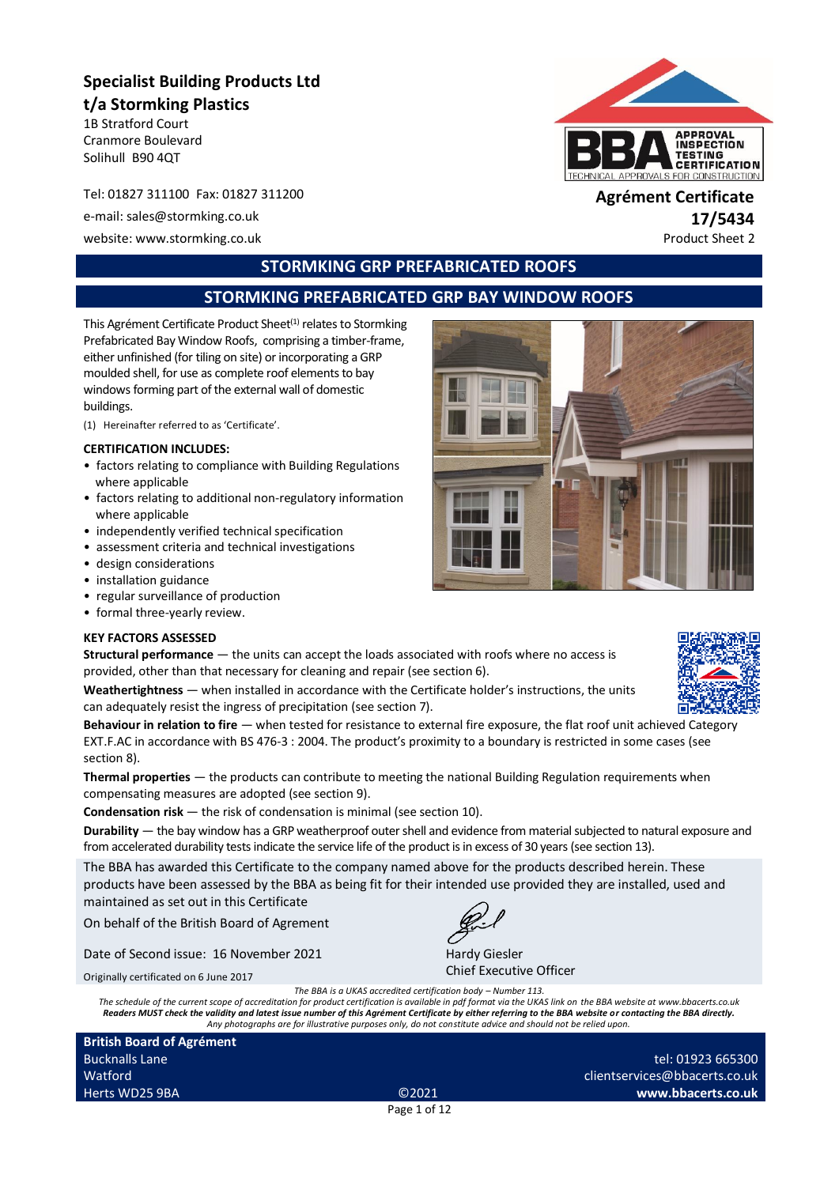**Specialist Building Products Ltd**
**t/a Stormking Plastics**
1B Stratford Court
Cranmore Boulevard
Solihull B90 4QT

Tel: 01827 311100 Fax: 01827 311200
e-mail: sales@stormking.co.uk
website: www.stormking.co.uk

**Agrément Certificate**
**17/5434**
Product Sheet 2

# STORMKING GRP PREFABRICATED ROOFS

## STORMKING PREFABRICATED GRP BAY WINDOW ROOFS

This Agrément Certificate Product Sheet[1] relates to Stormking Prefabricated Bay Window Roofs, comprising a timber-frame, either unfinished (for tiling on site) or incorporating a GRP moulded shell, for use as complete roof elements to bay windows forming part of the external wall of domestic buildings.

(1) Hereinafter referred to as 'Certificate'.

**CERTIFICATION INCLUDES:**

- factors relating to compliance with Building Regulations where applicable
- factors relating to additional non-regulatory information where applicable
- independently verified technical specification
- assessment criteria and technical investigations
- design considerations
- installation guidance
- regular surveillance of production
- formal three-yearly review.

**KEY FACTORS ASSESSED**

**Structural performance** — the units can accept the loads associated with roofs where no access is provided, other than that necessary for cleaning and repair (see section 6).

**Weathertightness** — when installed in accordance with the Certificate holder's instructions, the units can adequately resist the ingress of precipitation (see section 7).

**Behaviour in relation to fire** — when tested for resistance to external fire exposure, the flat roof unit achieved Category EXT.F.AC in accordance with BS 476-3 : 2004. The product's proximity to a boundary is restricted in some cases (see section 8).

**Thermal properties** — the products can contribute to meeting the national Building Regulation requirements when compensating measures are adopted (see section 9).

**Condensation risk** — the risk of condensation is minimal (see section 10).

**Durability** — the bay window has a GRP weatherproof outer shell and evidence from material subjected to natural exposure and from accelerated durability tests indicate the service life of the product is in excess of 30 years (see section 13).

The BBA has awarded this Certificate to the company named above for the products described herein. These products have been assessed by the BBA as being fit for their intended use provided they are installed, used and maintained as set out in this Certificate

On behalf of the British Board of Agrement

Date of Second issue: 16 November 2021

Originally certificated on 6 June 2017

Hardy Giesler
Chief Executive Officer

*The BBA is a UKAS accredited certification body – Number 113.*
*The schedule of the current scope of accreditation for product certification is available in pdf format via the UKAS link on the BBA website at www.bbacerts.co.uk*
***Readers MUST check the validity and latest issue number of this Agrément Certificate by either referring to the BBA website or contacting the BBA directly.***
*Any photographs are for illustrative purposes only, do not constitute advice and should not be relied upon.*

**British Board of Agrément**
Bucknalls Lane
Watford
Herts WD25 9BA

©2021

tel: 01923 665300
clientservices@bbacerts.co.uk
**www.bbacerts.co.uk**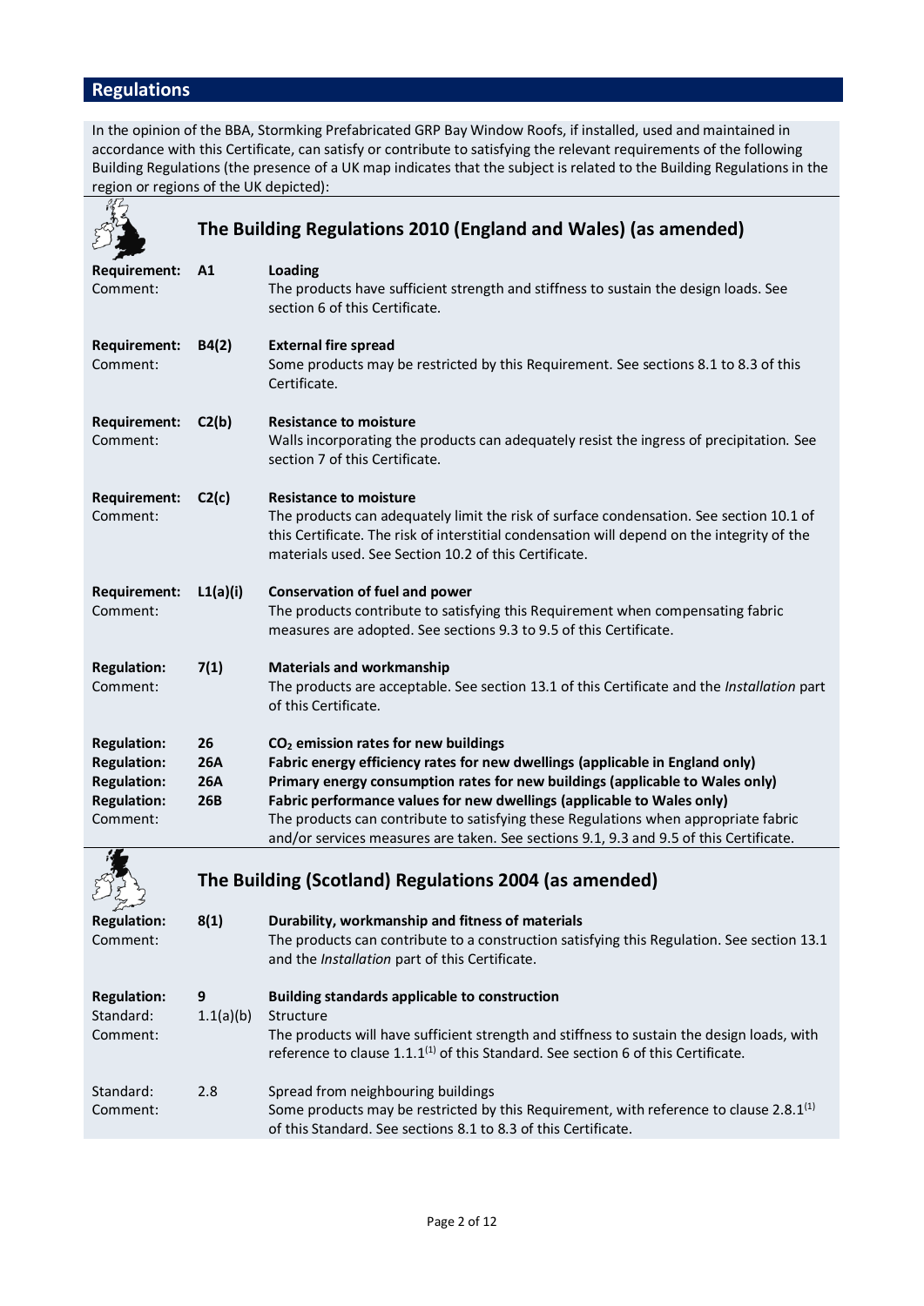## Regulations

In the opinion of the BBA, Stormking Prefabricated GRP Bay Window Roofs, if installed, used and maintained in accordance with this Certificate, can satisfy or contribute to satisfying the relevant requirements of the following Building Regulations (the presence of a UK map indicates that the subject is related to the Building Regulations in the region or regions of the UK depicted):

### The Building Regulations 2010 (England and Wales) (as amended)

**Requirement:** **A1** **Loading**
Comment: The products have sufficient strength and stiffness to sustain the design loads. See section 6 of this Certificate.

**Requirement:** **B4(2)** **External fire spread**
Comment: Some products may be restricted by this Requirement. See sections 8.1 to 8.3 of this Certificate.

**Requirement:** **C2(b)** **Resistance to moisture**
Comment: Walls incorporating the products can adequately resist the ingress of precipitation. See section 7 of this Certificate.

**Requirement:** **C2(c)** **Resistance to moisture**
Comment: The products can adequately limit the risk of surface condensation. See section 10.1 of this Certificate. The risk of interstitial condensation will depend on the integrity of the materials used. See Section 10.2 of this Certificate.

**Requirement:** **L1(a)(i)** **Conservation of fuel and power**
Comment: The products contribute to satisfying this Requirement when compensating fabric measures are adopted. See sections 9.3 to 9.5 of this Certificate.

**Regulation:** **7(1)** **Materials and workmanship**
Comment: The products are acceptable. See section 13.1 of this Certificate and the *Installation* part of this Certificate.

**Regulation:** **26** **$CO_2$ emission rates for new buildings**
**Regulation:** **26A** **Fabric energy efficiency rates for new dwellings (applicable in England only)**
**Regulation:** **26A** **Primary energy consumption rates for new buildings (applicable to Wales only)**
**Regulation:** **26B** **Fabric performance values for new dwellings (applicable to Wales only)**
Comment: The products can contribute to satisfying these Regulations when appropriate fabric and/or services measures are taken. See sections 9.1, 9.3 and 9.5 of this Certificate.

### The Building (Scotland) Regulations 2004 (as amended)

**Regulation:** **8(1)** **Durability, workmanship and fitness of materials**
Comment: The products can contribute to a construction satisfying this Regulation. See section 13.1 and the *Installation* part of this Certificate.

**Regulation:** **9** **Building standards applicable to construction**
Standard: 1.1(a)(b) Structure
Comment: The products will have sufficient strength and stiffness to sustain the design loads, with reference to clause 1.1.1(1) of this Standard. See section 6 of this Certificate.

Standard: 2.8 Spread from neighbouring buildings
Comment: Some products may be restricted by this Requirement, with reference to clause 2.8.1(1) of this Standard. See sections 8.1 to 8.3 of this Certificate.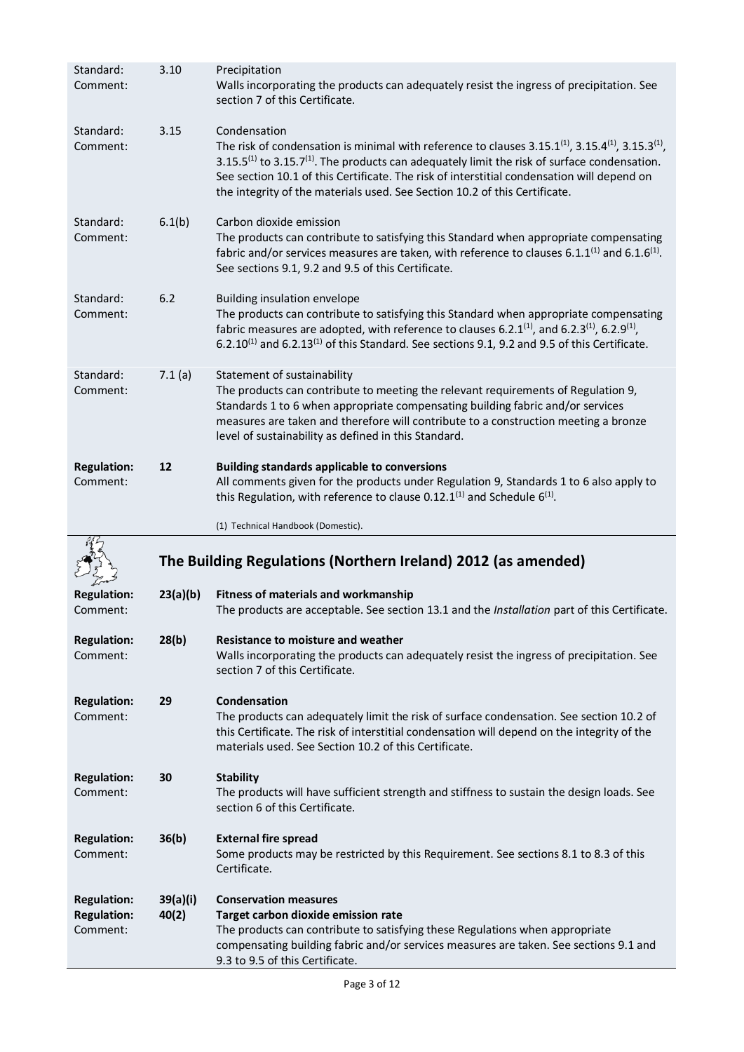Standard: 3.10 Precipitation
Comment: Walls incorporating the products can adequately resist the ingress of precipitation. See section 7 of this Certificate.

Standard: 3.15 Condensation
Comment: The risk of condensation is minimal with reference to clauses 3.15.1[1], 3.15.4[1], 3.15.3[1], 3.15.5[1] to 3.15.7[1]. The products can adequately limit the risk of surface condensation. See section 10.1 of this Certificate. The risk of interstitial condensation will depend on the integrity of the materials used. See Section 10.2 of this Certificate.

Standard: 6.1(b) Carbon dioxide emission
Comment: The products can contribute to satisfying this Standard when appropriate compensating fabric and/or services measures are taken, with reference to clauses 6.1.1[1] and 6.1.6[1]. See sections 9.1, 9.2 and 9.5 of this Certificate.

Standard: 6.2 Building insulation envelope
Comment: The products can contribute to satisfying this Standard when appropriate compensating fabric measures are adopted, with reference to clauses 6.2.1[1], and 6.2.3[1], 6.2.9[1], 6.2.10[1] and 6.2.13[1] of this Standard. See sections 9.1, 9.2 and 9.5 of this Certificate.

Standard: 7.1 (a) Statement of sustainability
Comment: The products can contribute to meeting the relevant requirements of Regulation 9, Standards 1 to 6 when appropriate compensating building fabric and/or services measures are taken and therefore will contribute to a construction meeting a bronze level of sustainability as defined in this Standard.

**Regulation: 12** **Building standards applicable to conversions**
Comment: All comments given for the products under Regulation 9, Standards 1 to 6 also apply to this Regulation, with reference to clause 0.12.1[1] and Schedule 6[1].

(1) Technical Handbook (Domestic).

## The Building Regulations (Northern Ireland) 2012 (as amended)

**Regulation: 23(a)(b)** **Fitness of materials and workmanship**
Comment: The products are acceptable. See section 13.1 and the *Installation* part of this Certificate.

**Regulation: 28(b)** **Resistance to moisture and weather**
Comment: Walls incorporating the products can adequately resist the ingress of precipitation. See section 7 of this Certificate.

**Regulation: 29** **Condensation**
Comment: The products can adequately limit the risk of surface condensation. See section 10.2 of this Certificate. The risk of interstitial condensation will depend on the integrity of the materials used. See Section 10.2 of this Certificate.

**Regulation: 30** **Stability**
Comment: The products will have sufficient strength and stiffness to sustain the design loads. See section 6 of this Certificate.

**Regulation: 36(b)** **External fire spread**
Comment: Some products may be restricted by this Requirement. See sections 8.1 to 8.3 of this Certificate.

**Regulation: 39(a)(i)** **Conservation measures**
**Regulation: 40(2)** **Target carbon dioxide emission rate**
Comment: The products can contribute to satisfying these Regulations when appropriate compensating building fabric and/or services measures are taken. See sections 9.1 and 9.3 to 9.5 of this Certificate.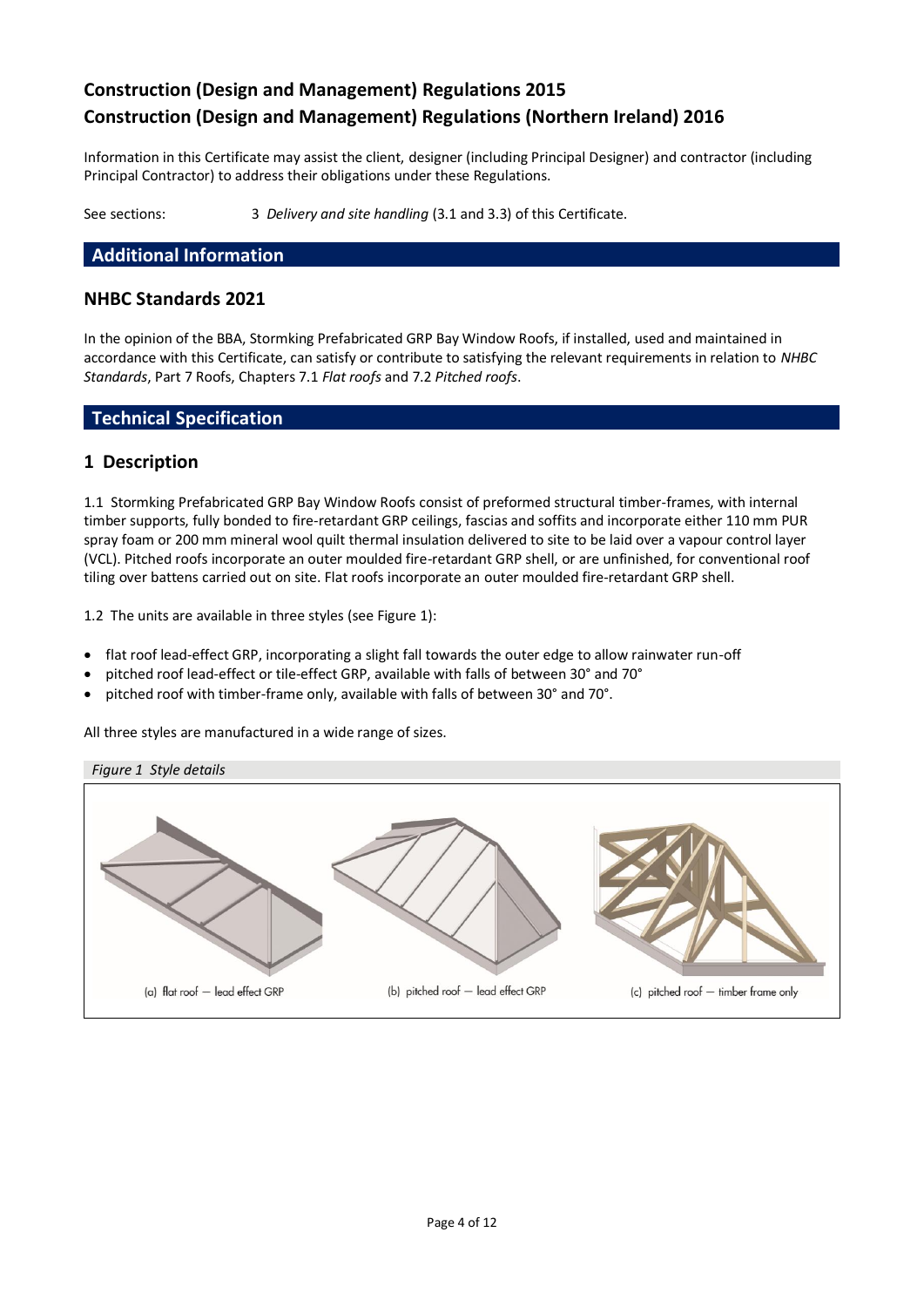## Construction (Design and Management) Regulations 2015
## Construction (Design and Management) Regulations (Northern Ireland) 2016

Information in this Certificate may assist the client, designer (including Principal Designer) and contractor (including Principal Contractor) to address their obligations under these Regulations.

See sections: 3 *Delivery and site handling* (3.1 and 3.3) of this Certificate.

## Additional Information

### NHBC Standards 2021

In the opinion of the BBA, Stormking Prefabricated GRP Bay Window Roofs, if installed, used and maintained in accordance with this Certificate, can satisfy or contribute to satisfying the relevant requirements in relation to *NHBC Standards*, Part 7 Roofs, Chapters 7.1 *Flat roofs* and 7.2 *Pitched roofs*.

## Technical Specification

### 1 Description

1.1 Stormking Prefabricated GRP Bay Window Roofs consist of preformed structural timber-frames, with internal timber supports, fully bonded to fire-retardant GRP ceilings, fascias and soffits and incorporate either 110 mm PUR spray foam or 200 mm mineral wool quilt thermal insulation delivered to site to be laid over a vapour control layer (VCL). Pitched roofs incorporate an outer moulded fire-retardant GRP shell, or are unfinished, for conventional roof tiling over battens carried out on site. Flat roofs incorporate an outer moulded fire-retardant GRP shell.

1.2 The units are available in three styles (see Figure 1):

- flat roof lead-effect GRP, incorporating a slight fall towards the outer edge to allow rainwater run-off
- pitched roof lead-effect or tile-effect GRP, available with falls of between 30° and 70°
- pitched roof with timber-frame only, available with falls of between 30° and 70°.

All three styles are manufactured in a wide range of sizes.

*Figure 1 Style details*

(a) flat roof — lead effect GRP (b) pitched roof — lead effect GRP (c) pitched roof — timber frame only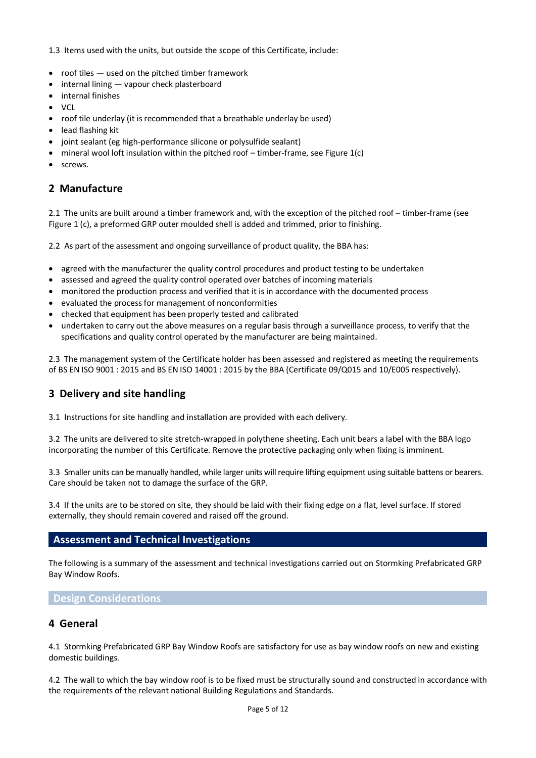1.3 Items used with the units, but outside the scope of this Certificate, include:

- roof tiles — used on the pitched timber framework
- internal lining — vapour check plasterboard
- internal finishes
- VCL
- roof tile underlay (it is recommended that a breathable underlay be used)
- lead flashing kit
- joint sealant (eg high-performance silicone or polysulfide sealant)
- mineral wool loft insulation within the pitched roof – timber-frame, see Figure 1(c)
- screws.

## 2 Manufacture

2.1 The units are built around a timber framework and, with the exception of the pitched roof – timber-frame (see Figure 1 (c), a preformed GRP outer moulded shell is added and trimmed, prior to finishing.

2.2 As part of the assessment and ongoing surveillance of product quality, the BBA has:

- agreed with the manufacturer the quality control procedures and product testing to be undertaken
- assessed and agreed the quality control operated over batches of incoming materials
- monitored the production process and verified that it is in accordance with the documented process
- evaluated the process for management of nonconformities
- checked that equipment has been properly tested and calibrated
- undertaken to carry out the above measures on a regular basis through a surveillance process, to verify that the specifications and quality control operated by the manufacturer are being maintained.

2.3 The management system of the Certificate holder has been assessed and registered as meeting the requirements of BS EN ISO 9001 : 2015 and BS EN ISO 14001 : 2015 by the BBA (Certificate 09/Q015 and 10/E005 respectively).

## 3 Delivery and site handling

3.1 Instructions for site handling and installation are provided with each delivery.

3.2 The units are delivered to site stretch-wrapped in polythene sheeting. Each unit bears a label with the BBA logo incorporating the number of this Certificate. Remove the protective packaging only when fixing is imminent.

3.3 Smaller units can be manually handled, while larger units will require lifting equipment using suitable battens or bearers. Care should be taken not to damage the surface of the GRP.

3.4 If the units are to be stored on site, they should be laid with their fixing edge on a flat, level surface. If stored externally, they should remain covered and raised off the ground.

# Assessment and Technical Investigations

The following is a summary of the assessment and technical investigations carried out on Stormking Prefabricated GRP Bay Window Roofs.

## Design Considerations

## 4 General

4.1 Stormking Prefabricated GRP Bay Window Roofs are satisfactory for use as bay window roofs on new and existing domestic buildings.

4.2 The wall to which the bay window roof is to be fixed must be structurally sound and constructed in accordance with the requirements of the relevant national Building Regulations and Standards.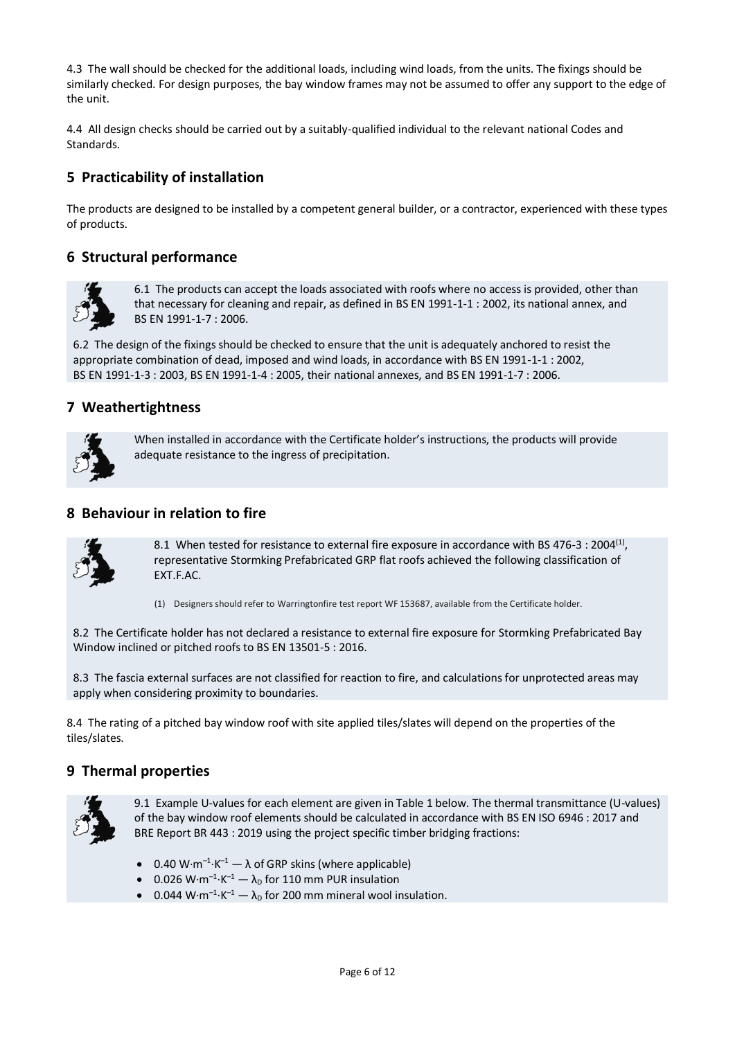4.3 The wall should be checked for the additional loads, including wind loads, from the units. The fixings should be similarly checked. For design purposes, the bay window frames may not be assumed to offer any support to the edge of the unit.

4.4 All design checks should be carried out by a suitably-qualified individual to the relevant national Codes and Standards.

## 5 Practicability of installation

The products are designed to be installed by a competent general builder, or a contractor, experienced with these types of products.

## 6 Structural performance

6.1 The products can accept the loads associated with roofs where no access is provided, other than that necessary for cleaning and repair, as defined in BS EN 1991-1-1 : 2002, its national annex, and BS EN 1991-1-7 : 2006.

6.2 The design of the fixings should be checked to ensure that the unit is adequately anchored to resist the appropriate combination of dead, imposed and wind loads, in accordance with BS EN 1991-1-1 : 2002, BS EN 1991-1-3 : 2003, BS EN 1991-1-4 : 2005, their national annexes, and BS EN 1991-1-7 : 2006.

## 7 Weathertightness

When installed in accordance with the Certificate holder's instructions, the products will provide adequate resistance to the ingress of precipitation.

## 8 Behaviour in relation to fire

8.1 When tested for resistance to external fire exposure in accordance with BS 476-3 : 2004[1], representative Stormking Prefabricated GRP flat roofs achieved the following classification of EXT.F.AC.

(1) Designers should refer to Warringtonfire test report WF 153687, available from the Certificate holder.

8.2 The Certificate holder has not declared a resistance to external fire exposure for Stormking Prefabricated Bay Window inclined or pitched roofs to BS EN 13501-5 : 2016.

8.3 The fascia external surfaces are not classified for reaction to fire, and calculations for unprotected areas may apply when considering proximity to boundaries.

8.4 The rating of a pitched bay window roof with site applied tiles/slates will depend on the properties of the tiles/slates.

## 9 Thermal properties

9.1 Example U-values for each element are given in Table 1 below. The thermal transmittance (U-values) of the bay window roof elements should be calculated in accordance with BS EN ISO 6946 : 2017 and BRE Report BR 443 : 2019 using the project specific timber bridging fractions:

- 0.40 $W{\cdot}m^{-1}{\cdot}K^{-1}$ — $\lambda$ of GRP skins (where applicable)
- 0.026 $W{\cdot}m^{-1}{\cdot}K^{-1}$ — $\lambda_D$ for 110 mm PUR insulation
- 0.044 $W{\cdot}m^{-1}{\cdot}K^{-1}$ — $\lambda_D$ for 200 mm mineral wool insulation.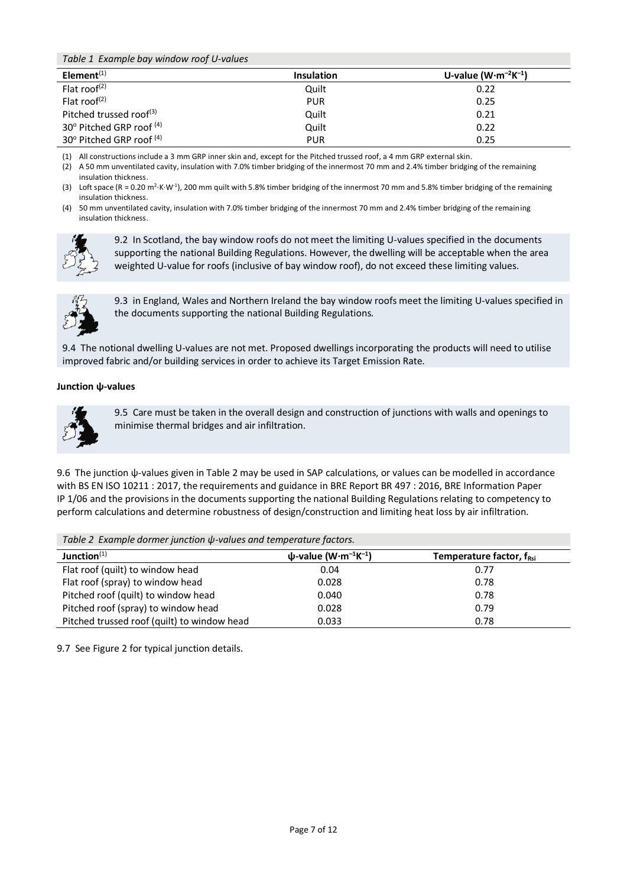*Table 1 Example bay window roof U-values*

| Element[(1)] | Insulation | U-value ($W{\cdot}m^{-2}K^{-1}$) |
|---|---|---|
| Flat roof[(2)] | Quilt | 0.22 |
| Flat roof[(2)] | PUR | 0.25 |
| Pitched trussed roof[(3)] | Quilt | 0.21 |
| 30° Pitched GRP roof [(4)] | Quilt | 0.22 |
| 30° Pitched GRP roof [(4)] | PUR | 0.25 |

(1) All constructions include a 3 mm GRP inner skin and, except for the Pitched trussed roof, a 4 mm GRP external skin.
(2) A 50 mm unventilated cavity, insulation with 7.0% timber bridging of the innermost 70 mm and 2.4% timber bridging of the remaining insulation thickness.
(3) Loft space (R = 0.20 $m^2{\cdot}K{\cdot}W^{-1}$), 200 mm quilt with 5.8% timber bridging of the innermost 70 mm and 5.8% timber bridging of the remaining insulation thickness.
(4) 50 mm unventilated cavity, insulation with 7.0% timber bridging of the innermost 70 mm and 2.4% timber bridging of the remaining insulation thickness.

9.2 In Scotland, the bay window roofs do not meet the limiting U-values specified in the documents supporting the national Building Regulations. However, the dwelling will be acceptable when the area weighted U-value for roofs (inclusive of bay window roof), do not exceed these limiting values.

9.3 in England, Wales and Northern Ireland the bay window roofs meet the limiting U-values specified in the documents supporting the national Building Regulations.

9.4 The notional dwelling U-values are not met. Proposed dwellings incorporating the products will need to utilise improved fabric and/or building services in order to achieve its Target Emission Rate.

**Junction ψ-values**

9.5 Care must be taken in the overall design and construction of junctions with walls and openings to minimise thermal bridges and air infiltration.

9.6 The junction ψ-values given in Table 2 may be used in SAP calculations, or values can be modelled in accordance with BS EN ISO 10211 : 2017, the requirements and guidance in BRE Report BR 497 : 2016, BRE Information Paper IP 1/06 and the provisions in the documents supporting the national Building Regulations relating to competency to perform calculations and determine robustness of design/construction and limiting heat loss by air infiltration.

*Table 2 Example dormer junction ψ-values and temperature factors.*

| Junction[(1)] | ψ-value ($W{\cdot}m^{-1}K^{-1}$) | Temperature factor, $f_{Rsi}$ |
|---|---|---|
| Flat roof (quilt) to window head | 0.04 | 0.77 |
| Flat roof (spray) to window head | 0.028 | 0.78 |
| Pitched roof (quilt) to window head | 0.040 | 0.78 |
| Pitched roof (spray) to window head | 0.028 | 0.79 |
| Pitched trussed roof (quilt) to window head | 0.033 | 0.78 |

9.7 See Figure 2 for typical junction details.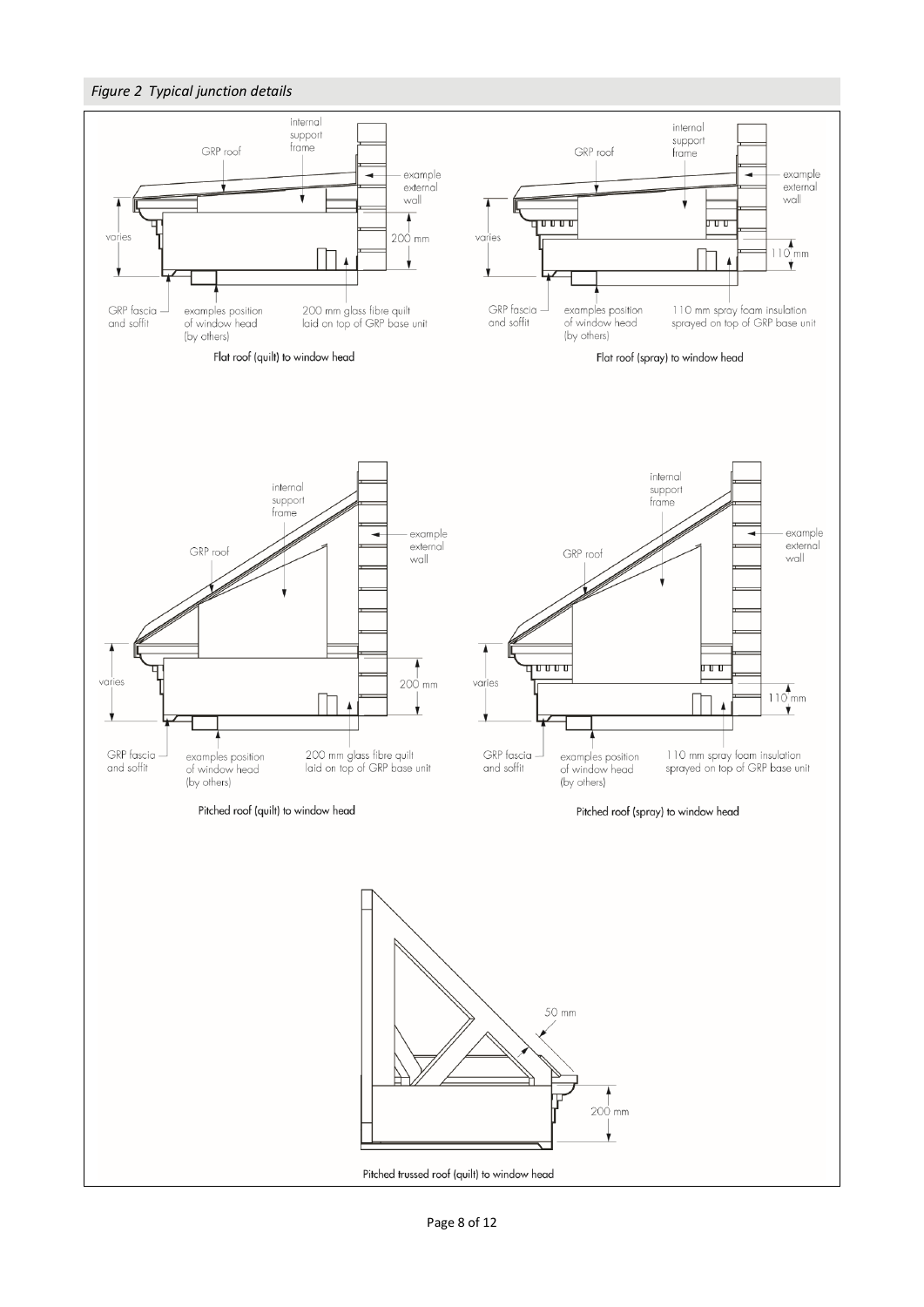*Figure 2 Typical junction details*

internal support frame

GRP roof

example external wall

varies

200 mm

GRP fascia and soffit

examples position of window head (by others)

200 mm glass fibre quilt laid on top of GRP base unit

Flat roof (quilt) to window head

internal support frame

GRP roof

example external wall

varies

110 mm

GRP fascia and soffit

examples position of window head (by others)

110 mm spray foam insulation sprayed on top of GRP base unit

Flat roof (spray) to window head

internal support frame

GRP roof

example external wall

varies

200 mm

GRP fascia and soffit

examples position of window head (by others)

200 mm glass fibre quilt laid on top of GRP base unit

Pitched roof (quilt) to window head

internal support frame

GRP roof

example external wall

varies

110 mm

GRP fascia and soffit

examples position of window head (by others)

110 mm spray foam insulation sprayed on top of GRP base unit

Pitched roof (spray) to window head

50 mm

200 mm

Pitched trussed roof (quilt) to window head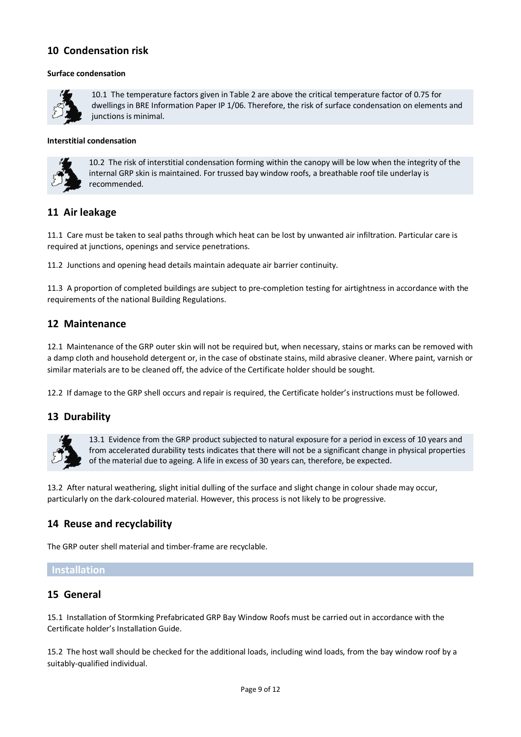## 10 Condensation risk

**Surface condensation**

10.1 The temperature factors given in Table 2 are above the critical temperature factor of 0.75 for dwellings in BRE Information Paper IP 1/06. Therefore, the risk of surface condensation on elements and junctions is minimal.

**Interstitial condensation**

10.2 The risk of interstitial condensation forming within the canopy will be low when the integrity of the internal GRP skin is maintained. For trussed bay window roofs, a breathable roof tile underlay is recommended.

## 11 Air leakage

11.1 Care must be taken to seal paths through which heat can be lost by unwanted air infiltration. Particular care is required at junctions, openings and service penetrations.

11.2 Junctions and opening head details maintain adequate air barrier continuity.

11.3 A proportion of completed buildings are subject to pre-completion testing for airtightness in accordance with the requirements of the national Building Regulations.

## 12 Maintenance

12.1 Maintenance of the GRP outer skin will not be required but, when necessary, stains or marks can be removed with a damp cloth and household detergent or, in the case of obstinate stains, mild abrasive cleaner. Where paint, varnish or similar materials are to be cleaned off, the advice of the Certificate holder should be sought.

12.2 If damage to the GRP shell occurs and repair is required, the Certificate holder's instructions must be followed.

## 13 Durability

13.1 Evidence from the GRP product subjected to natural exposure for a period in excess of 10 years and from accelerated durability tests indicates that there will not be a significant change in physical properties of the material due to ageing. A life in excess of 30 years can, therefore, be expected.

13.2 After natural weathering, slight initial dulling of the surface and slight change in colour shade may occur, particularly on the dark-coloured material. However, this process is not likely to be progressive.

## 14 Reuse and recyclability

The GRP outer shell material and timber-frame are recyclable.

# Installation

## 15 General

15.1 Installation of Stormking Prefabricated GRP Bay Window Roofs must be carried out in accordance with the Certificate holder's Installation Guide.

15.2 The host wall should be checked for the additional loads, including wind loads, from the bay window roof by a suitably-qualified individual.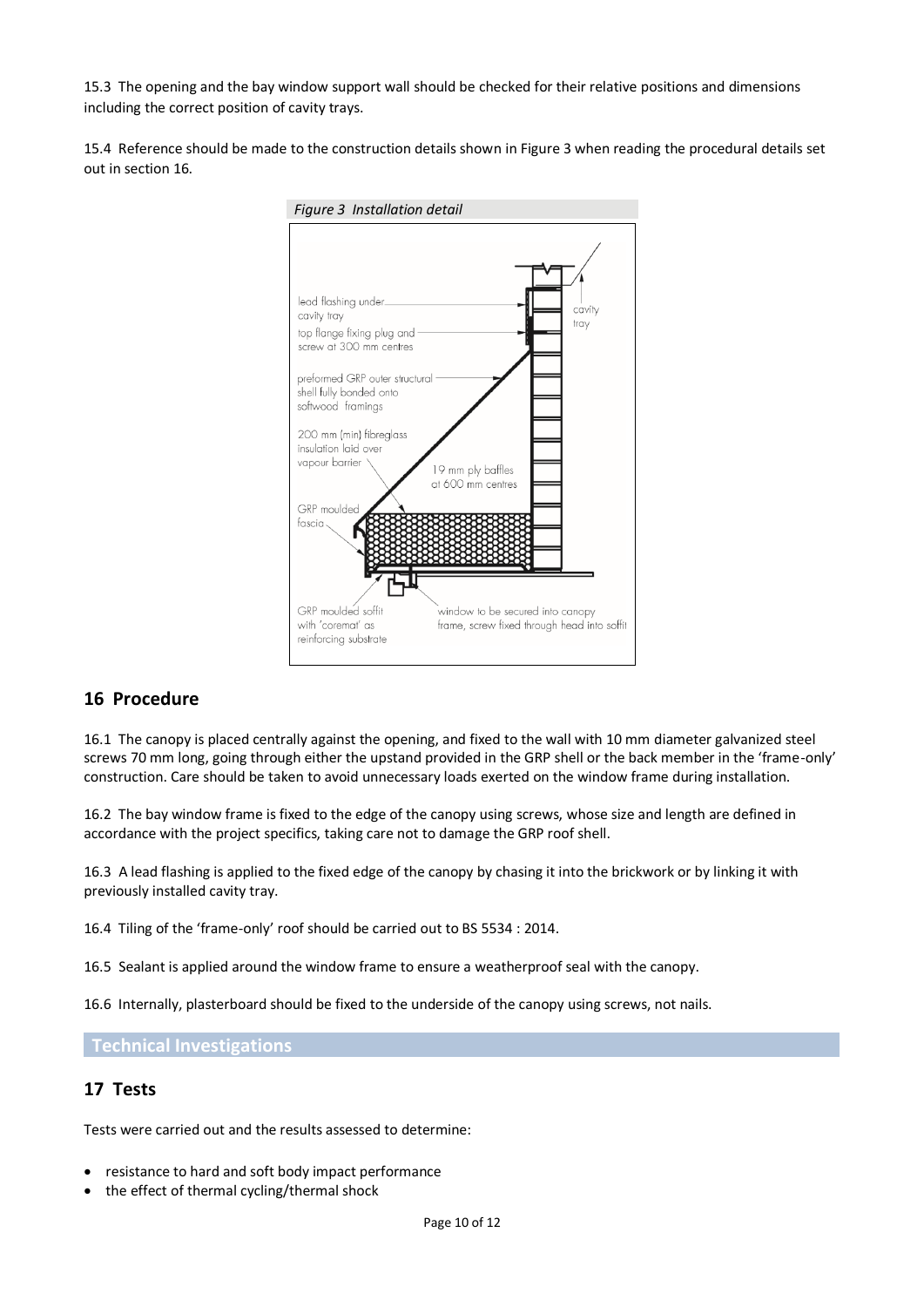15.3 The opening and the bay window support wall should be checked for their relative positions and dimensions including the correct position of cavity trays.

15.4 Reference should be made to the construction details shown in Figure 3 when reading the procedural details set out in section 16.

*Figure 3 Installation detail*

lead flashing under cavity tray

top flange fixing plug and screw at 300 mm centres

preformed GRP outer structural shell fully bonded onto softwood framings

200 mm (min) fibreglass insulation laid over vapour barrier

19 mm ply baffles at 600 mm centres

GRP moulded fascia

GRP moulded soffit with 'coremat' as reinforcing substrate

window to be secured into canopy frame, screw fixed through head into soffit

cavity tray

## 16 Procedure

16.1 The canopy is placed centrally against the opening, and fixed to the wall with 10 mm diameter galvanized steel screws 70 mm long, going through either the upstand provided in the GRP shell or the back member in the 'frame-only' construction. Care should be taken to avoid unnecessary loads exerted on the window frame during installation.

16.2 The bay window frame is fixed to the edge of the canopy using screws, whose size and length are defined in accordance with the project specifics, taking care not to damage the GRP roof shell.

16.3 A lead flashing is applied to the fixed edge of the canopy by chasing it into the brickwork or by linking it with previously installed cavity tray.

16.4 Tiling of the 'frame-only' roof should be carried out to BS 5534 : 2014.

16.5 Sealant is applied around the window frame to ensure a weatherproof seal with the canopy.

16.6 Internally, plasterboard should be fixed to the underside of the canopy using screws, not nails.

# Technical Investigations

## 17 Tests

Tests were carried out and the results assessed to determine:

- resistance to hard and soft body impact performance
- the effect of thermal cycling/thermal shock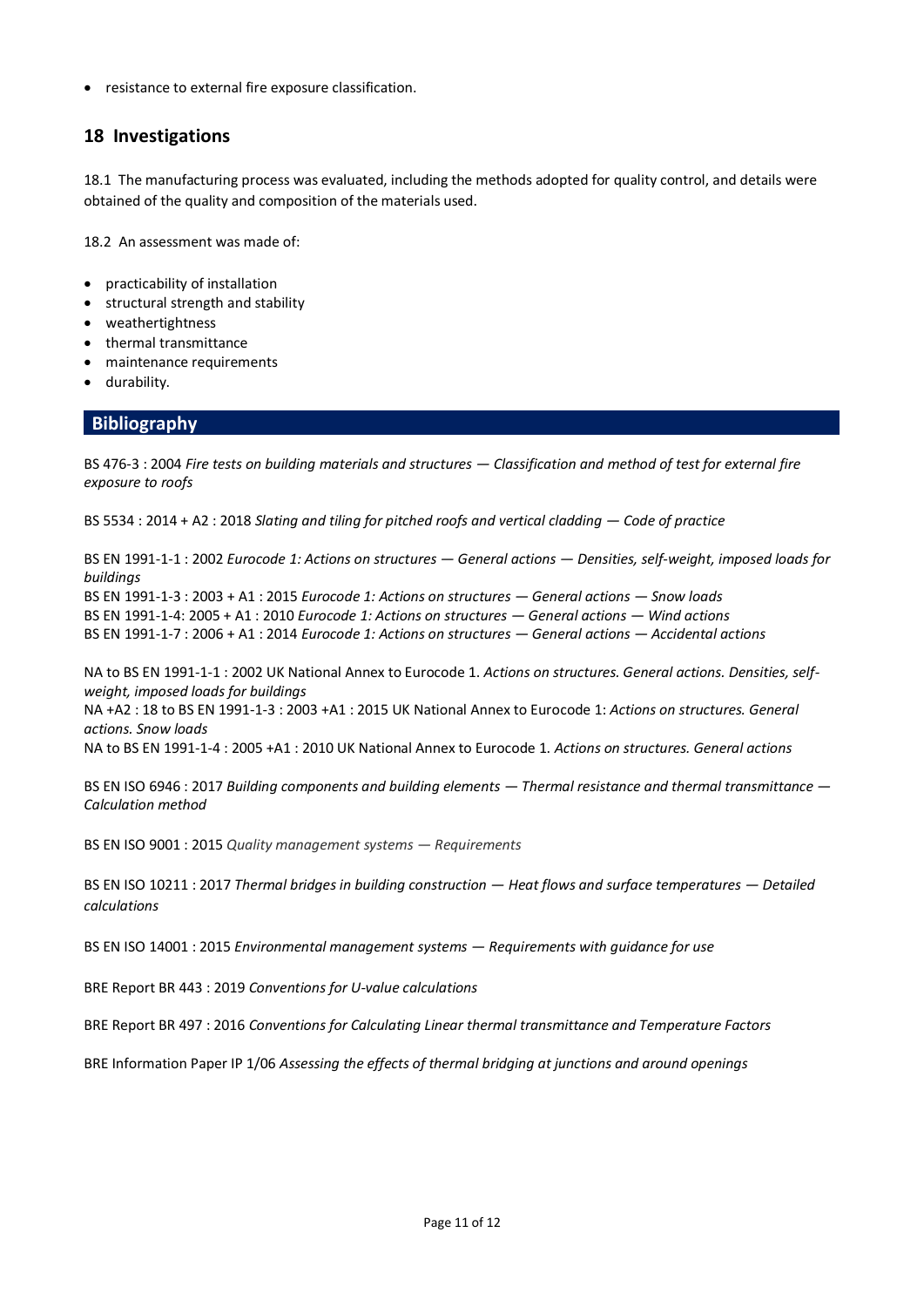- resistance to external fire exposure classification.

## 18 Investigations

18.1 The manufacturing process was evaluated, including the methods adopted for quality control, and details were obtained of the quality and composition of the materials used.

18.2 An assessment was made of:

- practicability of installation
- structural strength and stability
- weathertightness
- thermal transmittance
- maintenance requirements
- durability.

## Bibliography

BS 476-3 : 2004 *Fire tests on building materials and structures — Classification and method of test for external fire exposure to roofs*

BS 5534 : 2014 + A2 : 2018 *Slating and tiling for pitched roofs and vertical cladding — Code of practice*

BS EN 1991-1-1 : 2002 *Eurocode 1: Actions on structures — General actions — Densities, self-weight, imposed loads for buildings*
BS EN 1991-1-3 : 2003 + A1 : 2015 *Eurocode 1: Actions on structures — General actions — Snow loads*
BS EN 1991-1-4: 2005 + A1 : 2010 *Eurocode 1: Actions on structures — General actions — Wind actions*
BS EN 1991-1-7 : 2006 + A1 : 2014 *Eurocode 1: Actions on structures — General actions — Accidental actions*

NA to BS EN 1991-1-1 : 2002 UK National Annex to Eurocode 1. *Actions on structures. General actions. Densities, self-weight, imposed loads for buildings*
NA +A2 : 18 to BS EN 1991-1-3 : 2003 +A1 : 2015 UK National Annex to Eurocode 1: *Actions on structures. General actions. Snow loads*
NA to BS EN 1991-1-4 : 2005 +A1 : 2010 UK National Annex to Eurocode 1. *Actions on structures. General actions*

BS EN ISO 6946 : 2017 *Building components and building elements — Thermal resistance and thermal transmittance — Calculation method*

BS EN ISO 9001 : 2015 *Quality management systems — Requirements*

BS EN ISO 10211 : 2017 *Thermal bridges in building construction — Heat flows and surface temperatures — Detailed calculations*

BS EN ISO 14001 : 2015 *Environmental management systems — Requirements with guidance for use*

BRE Report BR 443 : 2019 *Conventions for U-value calculations*

BRE Report BR 497 : 2016 *Conventions for Calculating Linear thermal transmittance and Temperature Factors*

BRE Information Paper IP 1/06 *Assessing the effects of thermal bridging at junctions and around openings*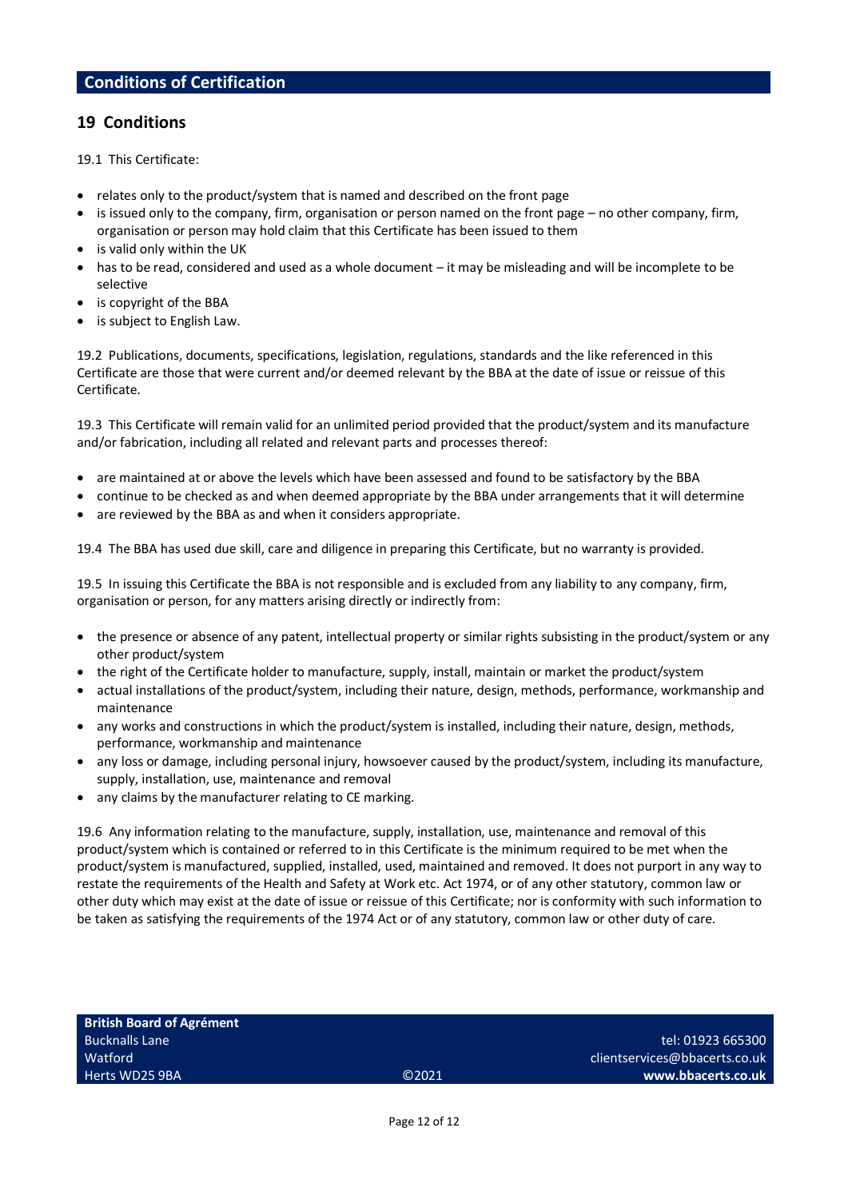## Conditions of Certification

### 19 Conditions

19.1 This Certificate:

- relates only to the product/system that is named and described on the front page
- is issued only to the company, firm, organisation or person named on the front page – no other company, firm, organisation or person may hold claim that this Certificate has been issued to them
- is valid only within the UK
- has to be read, considered and used as a whole document – it may be misleading and will be incomplete to be selective
- is copyright of the BBA
- is subject to English Law.

19.2 Publications, documents, specifications, legislation, regulations, standards and the like referenced in this Certificate are those that were current and/or deemed relevant by the BBA at the date of issue or reissue of this Certificate.

19.3 This Certificate will remain valid for an unlimited period provided that the product/system and its manufacture and/or fabrication, including all related and relevant parts and processes thereof:

- are maintained at or above the levels which have been assessed and found to be satisfactory by the BBA
- continue to be checked as and when deemed appropriate by the BBA under arrangements that it will determine
- are reviewed by the BBA as and when it considers appropriate.

19.4 The BBA has used due skill, care and diligence in preparing this Certificate, but no warranty is provided.

19.5 In issuing this Certificate the BBA is not responsible and is excluded from any liability to any company, firm, organisation or person, for any matters arising directly or indirectly from:

- the presence or absence of any patent, intellectual property or similar rights subsisting in the product/system or any other product/system
- the right of the Certificate holder to manufacture, supply, install, maintain or market the product/system
- actual installations of the product/system, including their nature, design, methods, performance, workmanship and maintenance
- any works and constructions in which the product/system is installed, including their nature, design, methods, performance, workmanship and maintenance
- any loss or damage, including personal injury, howsoever caused by the product/system, including its manufacture, supply, installation, use, maintenance and removal
- any claims by the manufacturer relating to CE marking.

19.6 Any information relating to the manufacture, supply, installation, use, maintenance and removal of this product/system which is contained or referred to in this Certificate is the minimum required to be met when the product/system is manufactured, supplied, installed, used, maintained and removed. It does not purport in any way to restate the requirements of the Health and Safety at Work etc. Act 1974, or of any other statutory, common law or other duty which may exist at the date of issue or reissue of this Certificate; nor is conformity with such information to be taken as satisfying the requirements of the 1974 Act or of any statutory, common law or other duty of care.

**British Board of Agrément**
Bucknalls Lane
Watford
Herts WD25 9BA

©2021

tel: 01923 665300
clientservices@bbacerts.co.uk
**www.bbacerts.co.uk**